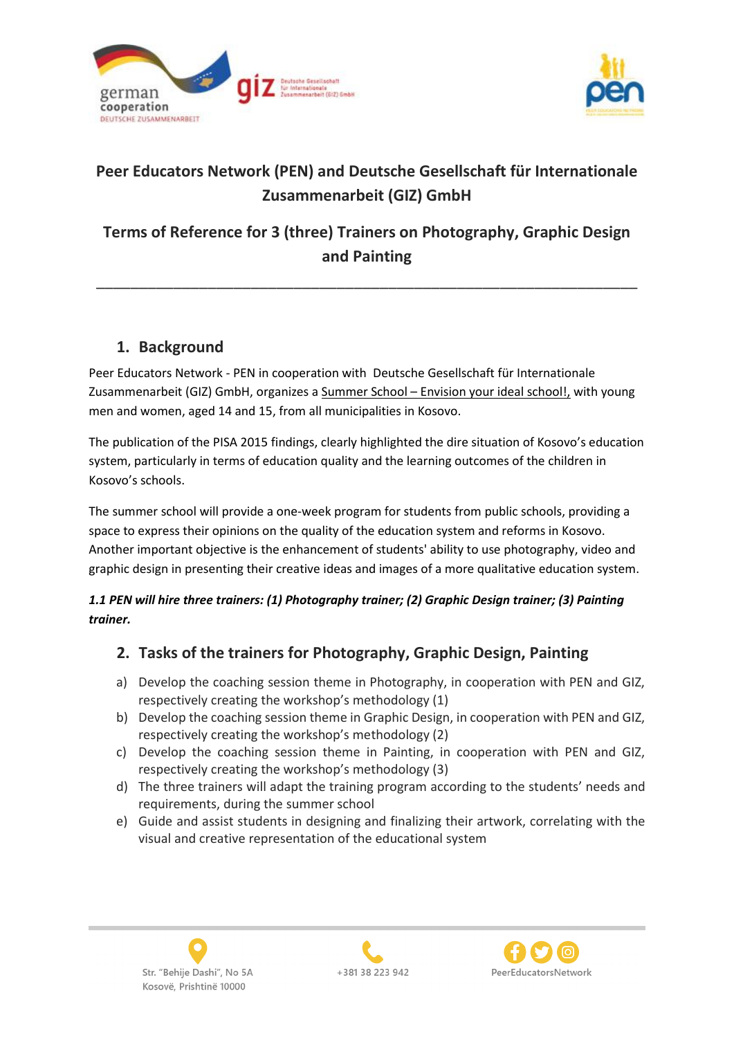# Peer Educators Network (PEN) and Deutsche Gesellschaft für Internationale Zusammenarbeit (GIZ) GmbH

## Terms of Reference for 3 (three) Trainers on Photography, Graphic Design and Painting

---

## 1. Background

Peer Educators Network - PEN in cooperation with Deutsche Gesellschaft für Internationale Zusammenarbeit (GIZ) GmbH, organizes a Summer School – Envision your ideal school!, with young men and women, aged 14 and 15, from all municipalities in Kosovo.

The publication of the PISA 2015 findings, clearly highlighted the dire situation of Kosovo's education system, particularly in terms of education quality and the learning outcomes of the children in Kosovo's schools.

The summer school will provide a one-week program for students from public schools, providing a space to express their opinions on the quality of the education system and reforms in Kosovo. Another important objective is the enhancement of students' ability to use photography, video and graphic design in presenting their creative ideas and images of a more qualitative education system.

***1.1 PEN will hire three trainers: (1) Photography trainer; (2) Graphic Design trainer; (3) Painting trainer.***

## 2. Tasks of the trainers for Photography, Graphic Design, Painting

a) Develop the coaching session theme in Photography, in cooperation with PEN and GIZ, respectively creating the workshop's methodology (1)
b) Develop the coaching session theme in Graphic Design, in cooperation with PEN and GIZ, respectively creating the workshop's methodology (2)
c) Develop the coaching session theme in Painting, in cooperation with PEN and GIZ, respectively creating the workshop's methodology (3)
d) The three trainers will adapt the training program according to the students' needs and requirements, during the summer school
e) Guide and assist students in designing and finalizing their artwork, correlating with the visual and creative representation of the educational system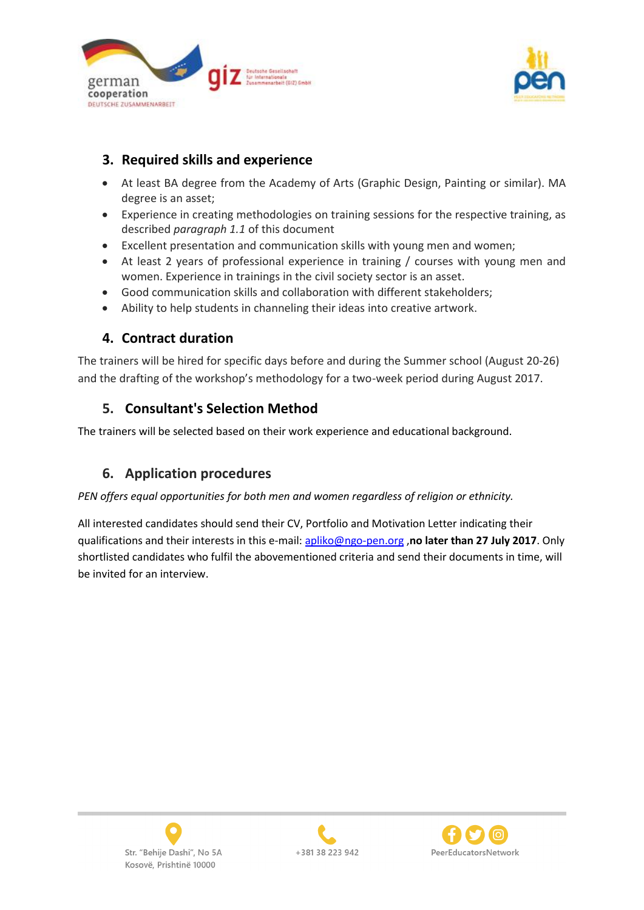## 3. Required skills and experience

- At least BA degree from the Academy of Arts (Graphic Design, Painting or similar). MA degree is an asset;
- Experience in creating methodologies on training sessions for the respective training, as described *paragraph 1.1* of this document
- Excellent presentation and communication skills with young men and women;
- At least 2 years of professional experience in training / courses with young men and women. Experience in trainings in the civil society sector is an asset.
- Good communication skills and collaboration with different stakeholders;
- Ability to help students in channeling their ideas into creative artwork.

## 4. Contract duration

The trainers will be hired for specific days before and during the Summer school (August 20-26) and the drafting of the workshop's methodology for a two-week period during August 2017.

## 5. Consultant's Selection Method

The trainers will be selected based on their work experience and educational background.

## 6. Application procedures

*PEN offers equal opportunities for both men and women regardless of religion or ethnicity.*

All interested candidates should send their CV, Portfolio and Motivation Letter indicating their qualifications and their interests in this e-mail: apliko@ngo-pen.org ,**no later than 27 July 2017**. Only shortlisted candidates who fulfil the abovementioned criteria and send their documents in time, will be invited for an interview.

Str. "Behije Dashi", No 5A
Kosovë, Prishtinë 10000

+381 38 223 942

PeerEducatorsNetwork